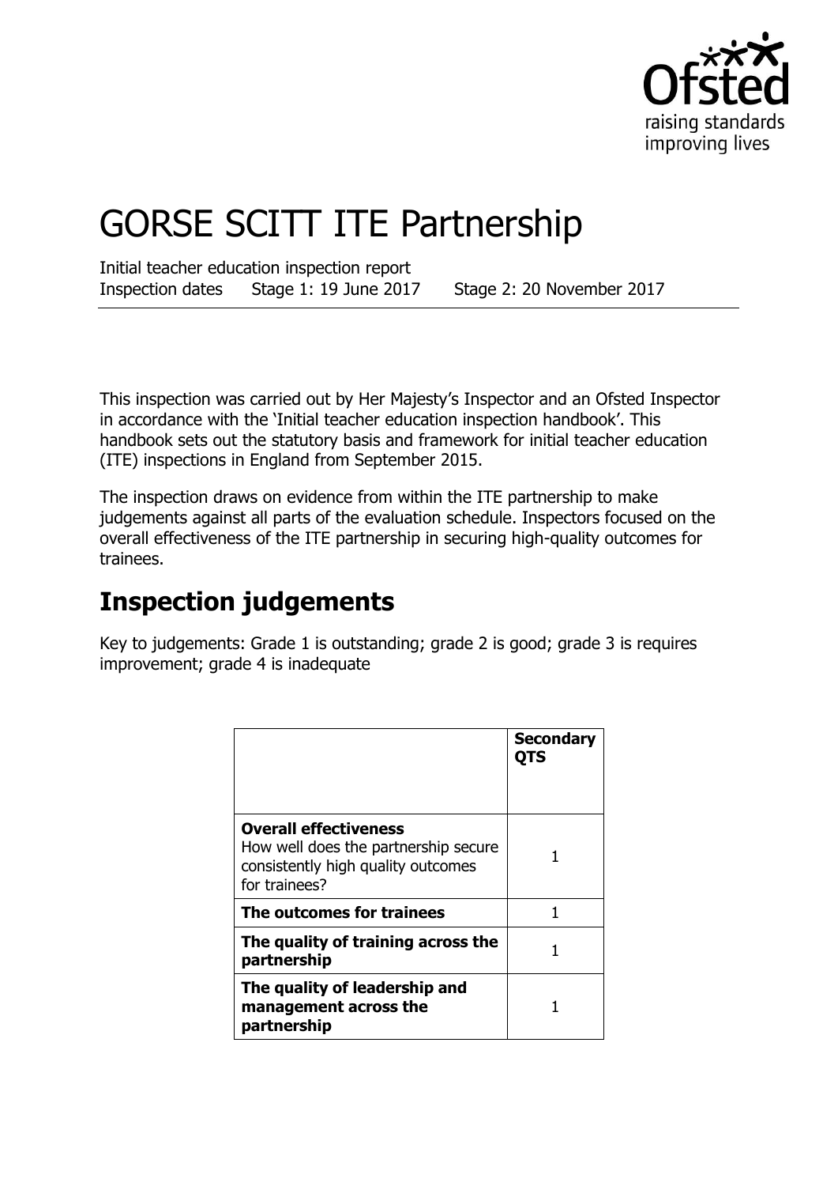# GORSE SCITT ITE Partnership

Initial teacher education inspection report
Inspection dates Stage 1: 19 June 2017 Stage 2: 20 November 2017

This inspection was carried out by Her Majesty's Inspector and an Ofsted Inspector in accordance with the 'Initial teacher education inspection handbook'. This handbook sets out the statutory basis and framework for initial teacher education (ITE) inspections in England from September 2015.

The inspection draws on evidence from within the ITE partnership to make judgements against all parts of the evaluation schedule. Inspectors focused on the overall effectiveness of the ITE partnership in securing high-quality outcomes for trainees.

## Inspection judgements

Key to judgements: Grade 1 is outstanding; grade 2 is good; grade 3 is requires improvement; grade 4 is inadequate

| | **Secondary QTS** |
|---|---|
| **Overall effectiveness** How well does the partnership secure consistently high quality outcomes for trainees? | 1 |
| **The outcomes for trainees** | 1 |
| **The quality of training across the partnership** | 1 |
| **The quality of leadership and management across the partnership** | 1 |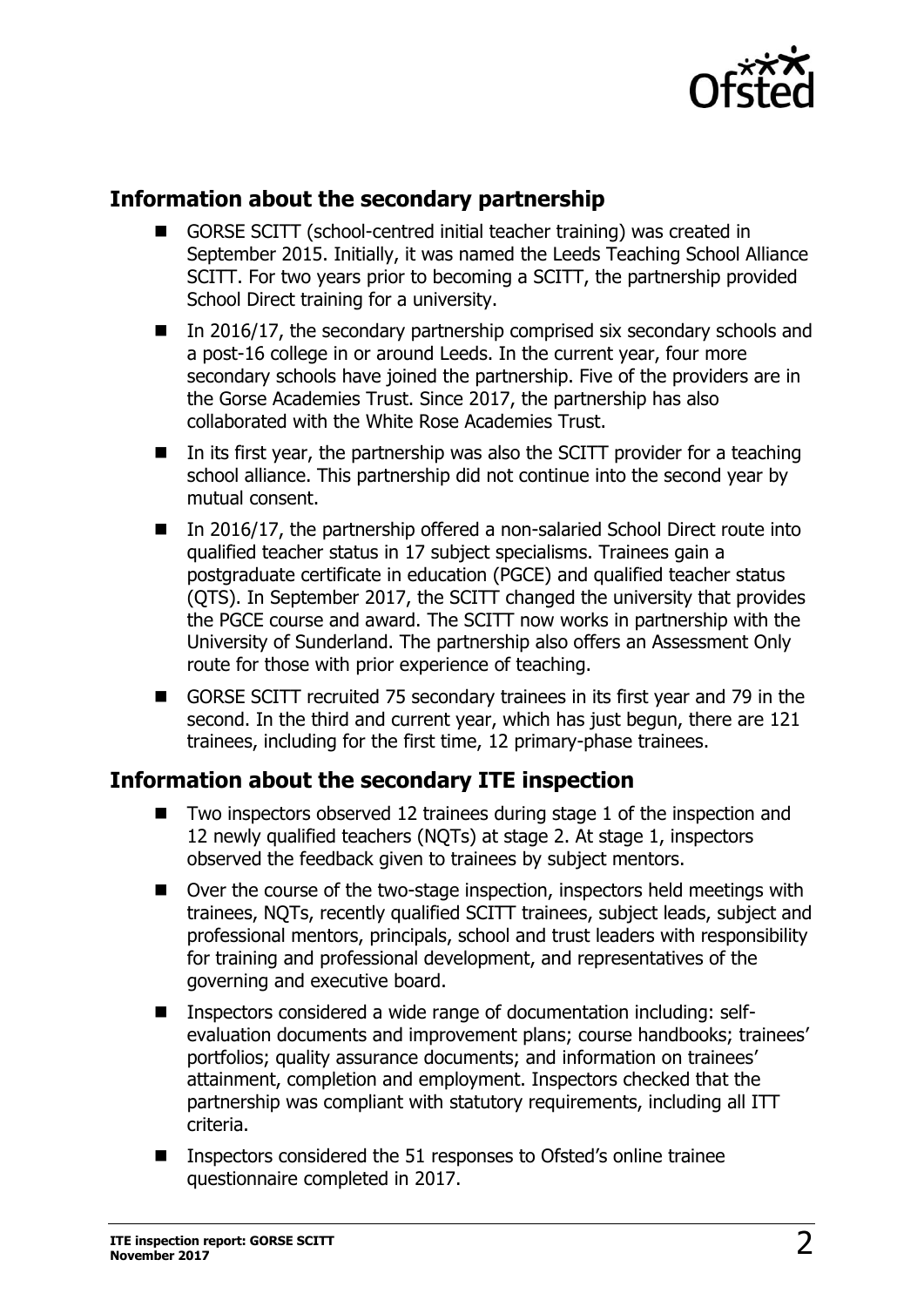## Information about the secondary partnership

- GORSE SCITT (school-centred initial teacher training) was created in September 2015. Initially, it was named the Leeds Teaching School Alliance SCITT. For two years prior to becoming a SCITT, the partnership provided School Direct training for a university.
- In 2016/17, the secondary partnership comprised six secondary schools and a post-16 college in or around Leeds. In the current year, four more secondary schools have joined the partnership. Five of the providers are in the Gorse Academies Trust. Since 2017, the partnership has also collaborated with the White Rose Academies Trust.
- In its first year, the partnership was also the SCITT provider for a teaching school alliance. This partnership did not continue into the second year by mutual consent.
- In 2016/17, the partnership offered a non-salaried School Direct route into qualified teacher status in 17 subject specialisms. Trainees gain a postgraduate certificate in education (PGCE) and qualified teacher status (QTS). In September 2017, the SCITT changed the university that provides the PGCE course and award. The SCITT now works in partnership with the University of Sunderland. The partnership also offers an Assessment Only route for those with prior experience of teaching.
- GORSE SCITT recruited 75 secondary trainees in its first year and 79 in the second. In the third and current year, which has just begun, there are 121 trainees, including for the first time, 12 primary-phase trainees.

## Information about the secondary ITE inspection

- Two inspectors observed 12 trainees during stage 1 of the inspection and 12 newly qualified teachers (NQTs) at stage 2. At stage 1, inspectors observed the feedback given to trainees by subject mentors.
- Over the course of the two-stage inspection, inspectors held meetings with trainees, NQTs, recently qualified SCITT trainees, subject leads, subject and professional mentors, principals, school and trust leaders with responsibility for training and professional development, and representatives of the governing and executive board.
- Inspectors considered a wide range of documentation including: self-evaluation documents and improvement plans; course handbooks; trainees' portfolios; quality assurance documents; and information on trainees' attainment, completion and employment. Inspectors checked that the partnership was compliant with statutory requirements, including all ITT criteria.
- Inspectors considered the 51 responses to Ofsted's online trainee questionnaire completed in 2017.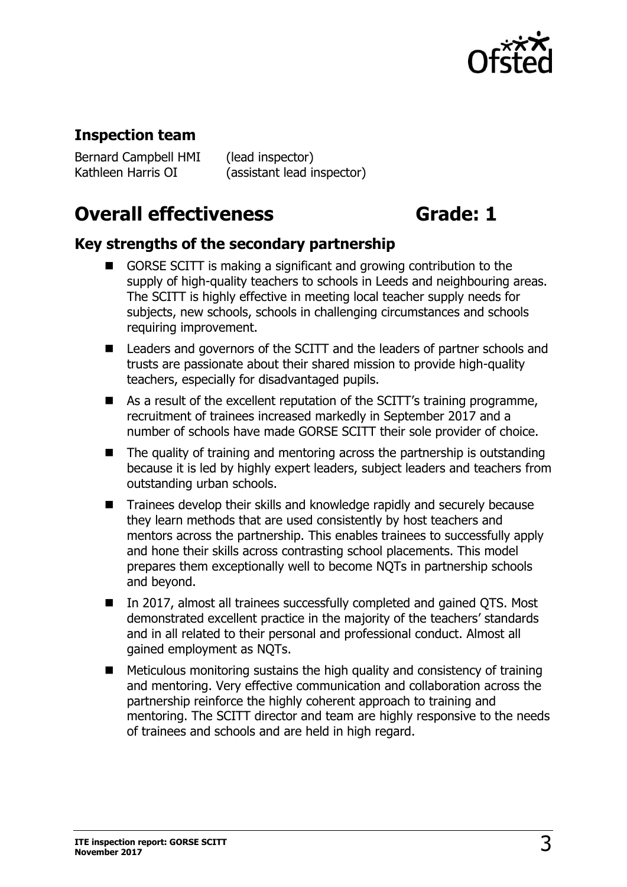## Inspection team

Bernard Campbell HMI (lead inspector)
Kathleen Harris OI (assistant lead inspector)

# Overall effectiveness Grade: 1

## Key strengths of the secondary partnership

- GORSE SCITT is making a significant and growing contribution to the supply of high-quality teachers to schools in Leeds and neighbouring areas. The SCITT is highly effective in meeting local teacher supply needs for subjects, new schools, schools in challenging circumstances and schools requiring improvement.
- Leaders and governors of the SCITT and the leaders of partner schools and trusts are passionate about their shared mission to provide high-quality teachers, especially for disadvantaged pupils.
- As a result of the excellent reputation of the SCITT's training programme, recruitment of trainees increased markedly in September 2017 and a number of schools have made GORSE SCITT their sole provider of choice.
- The quality of training and mentoring across the partnership is outstanding because it is led by highly expert leaders, subject leaders and teachers from outstanding urban schools.
- Trainees develop their skills and knowledge rapidly and securely because they learn methods that are used consistently by host teachers and mentors across the partnership. This enables trainees to successfully apply and hone their skills across contrasting school placements. This model prepares them exceptionally well to become NQTs in partnership schools and beyond.
- In 2017, almost all trainees successfully completed and gained QTS. Most demonstrated excellent practice in the majority of the teachers' standards and in all related to their personal and professional conduct. Almost all gained employment as NQTs.
- Meticulous monitoring sustains the high quality and consistency of training and mentoring. Very effective communication and collaboration across the partnership reinforce the highly coherent approach to training and mentoring. The SCITT director and team are highly responsive to the needs of trainees and schools and are held in high regard.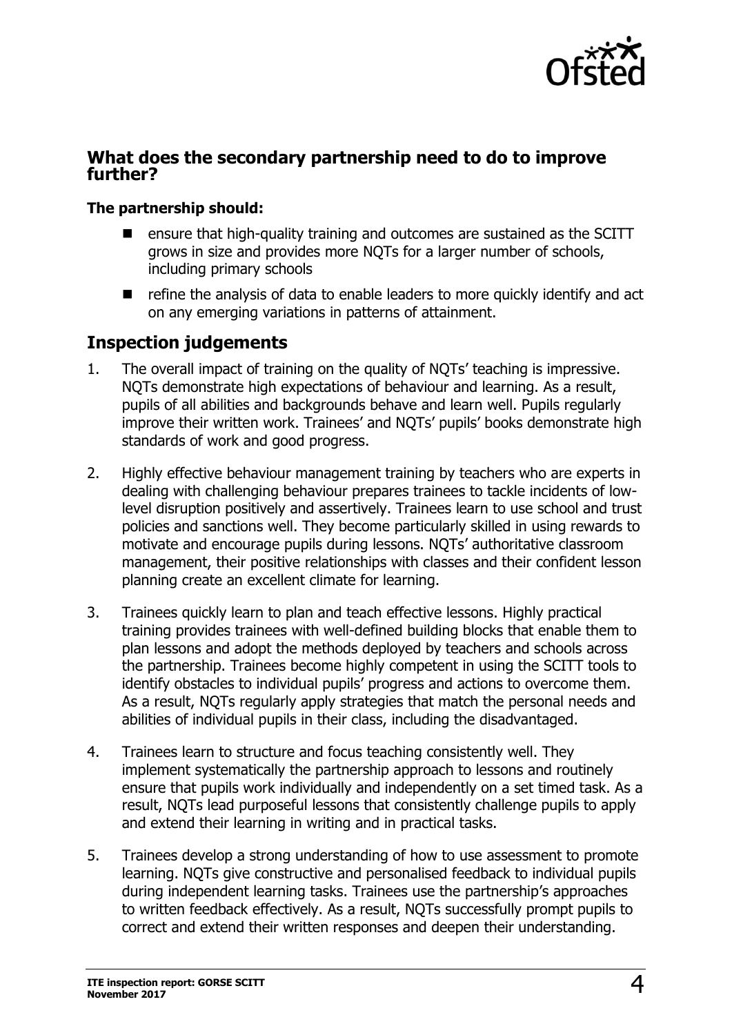## What does the secondary partnership need to do to improve further?

**The partnership should:**

- ensure that high-quality training and outcomes are sustained as the SCITT grows in size and provides more NQTs for a larger number of schools, including primary schools
- refine the analysis of data to enable leaders to more quickly identify and act on any emerging variations in patterns of attainment.

## Inspection judgements

1. The overall impact of training on the quality of NQTs' teaching is impressive. NQTs demonstrate high expectations of behaviour and learning. As a result, pupils of all abilities and backgrounds behave and learn well. Pupils regularly improve their written work. Trainees' and NQTs' pupils' books demonstrate high standards of work and good progress.

2. Highly effective behaviour management training by teachers who are experts in dealing with challenging behaviour prepares trainees to tackle incidents of low-level disruption positively and assertively. Trainees learn to use school and trust policies and sanctions well. They become particularly skilled in using rewards to motivate and encourage pupils during lessons. NQTs' authoritative classroom management, their positive relationships with classes and their confident lesson planning create an excellent climate for learning.

3. Trainees quickly learn to plan and teach effective lessons. Highly practical training provides trainees with well-defined building blocks that enable them to plan lessons and adopt the methods deployed by teachers and schools across the partnership. Trainees become highly competent in using the SCITT tools to identify obstacles to individual pupils' progress and actions to overcome them. As a result, NQTs regularly apply strategies that match the personal needs and abilities of individual pupils in their class, including the disadvantaged.

4. Trainees learn to structure and focus teaching consistently well. They implement systematically the partnership approach to lessons and routinely ensure that pupils work individually and independently on a set timed task. As a result, NQTs lead purposeful lessons that consistently challenge pupils to apply and extend their learning in writing and in practical tasks.

5. Trainees develop a strong understanding of how to use assessment to promote learning. NQTs give constructive and personalised feedback to individual pupils during independent learning tasks. Trainees use the partnership's approaches to written feedback effectively. As a result, NQTs successfully prompt pupils to correct and extend their written responses and deepen their understanding.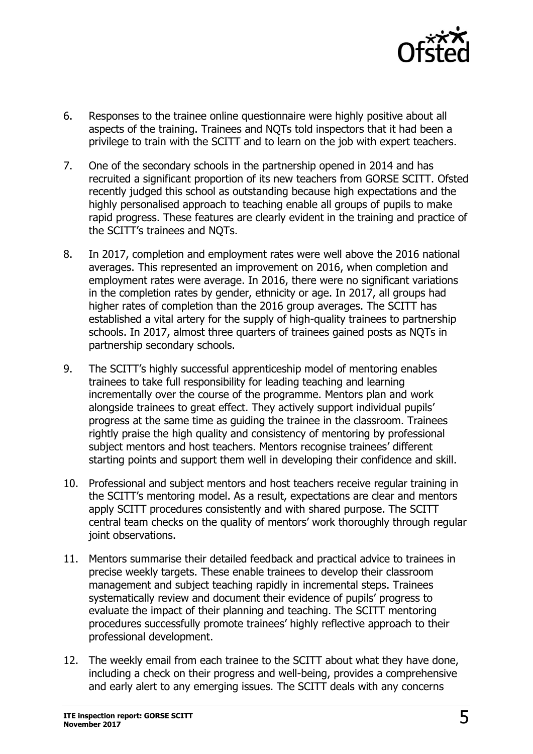6. Responses to the trainee online questionnaire were highly positive about all aspects of the training. Trainees and NQTs told inspectors that it had been a privilege to train with the SCITT and to learn on the job with expert teachers.

7. One of the secondary schools in the partnership opened in 2014 and has recruited a significant proportion of its new teachers from GORSE SCITT. Ofsted recently judged this school as outstanding because high expectations and the highly personalised approach to teaching enable all groups of pupils to make rapid progress. These features are clearly evident in the training and practice of the SCITT's trainees and NQTs.

8. In 2017, completion and employment rates were well above the 2016 national averages. This represented an improvement on 2016, when completion and employment rates were average. In 2016, there were no significant variations in the completion rates by gender, ethnicity or age. In 2017, all groups had higher rates of completion than the 2016 group averages. The SCITT has established a vital artery for the supply of high-quality trainees to partnership schools. In 2017, almost three quarters of trainees gained posts as NQTs in partnership secondary schools.

9. The SCITT's highly successful apprenticeship model of mentoring enables trainees to take full responsibility for leading teaching and learning incrementally over the course of the programme. Mentors plan and work alongside trainees to great effect. They actively support individual pupils' progress at the same time as guiding the trainee in the classroom. Trainees rightly praise the high quality and consistency of mentoring by professional subject mentors and host teachers. Mentors recognise trainees' different starting points and support them well in developing their confidence and skill.

10. Professional and subject mentors and host teachers receive regular training in the SCITT's mentoring model. As a result, expectations are clear and mentors apply SCITT procedures consistently and with shared purpose. The SCITT central team checks on the quality of mentors' work thoroughly through regular joint observations.

11. Mentors summarise their detailed feedback and practical advice to trainees in precise weekly targets. These enable trainees to develop their classroom management and subject teaching rapidly in incremental steps. Trainees systematically review and document their evidence of pupils' progress to evaluate the impact of their planning and teaching. The SCITT mentoring procedures successfully promote trainees' highly reflective approach to their professional development.

12. The weekly email from each trainee to the SCITT about what they have done, including a check on their progress and well-being, provides a comprehensive and early alert to any emerging issues. The SCITT deals with any concerns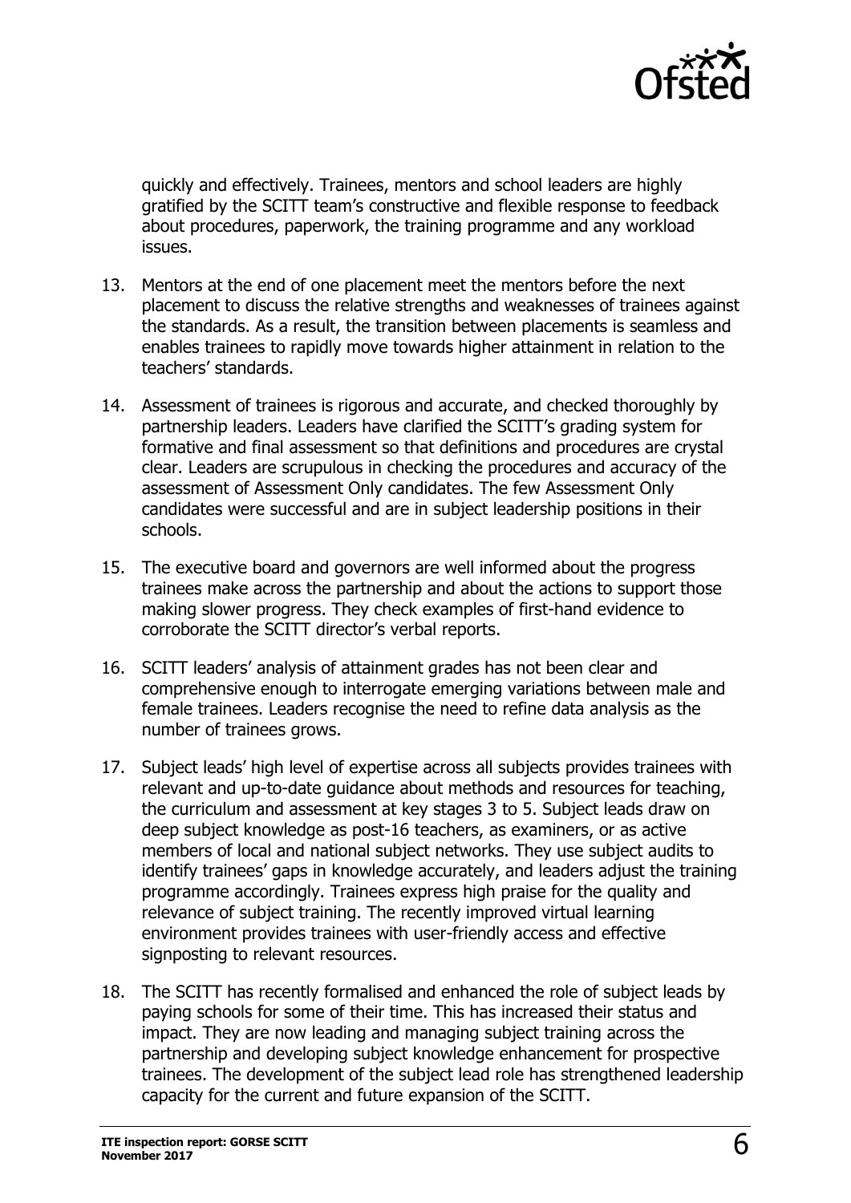quickly and effectively. Trainees, mentors and school leaders are highly gratified by the SCITT team's constructive and flexible response to feedback about procedures, paperwork, the training programme and any workload issues.

13. Mentors at the end of one placement meet the mentors before the next placement to discuss the relative strengths and weaknesses of trainees against the standards. As a result, the transition between placements is seamless and enables trainees to rapidly move towards higher attainment in relation to the teachers' standards.

14. Assessment of trainees is rigorous and accurate, and checked thoroughly by partnership leaders. Leaders have clarified the SCITT's grading system for formative and final assessment so that definitions and procedures are crystal clear. Leaders are scrupulous in checking the procedures and accuracy of the assessment of Assessment Only candidates. The few Assessment Only candidates were successful and are in subject leadership positions in their schools.

15. The executive board and governors are well informed about the progress trainees make across the partnership and about the actions to support those making slower progress. They check examples of first-hand evidence to corroborate the SCITT director's verbal reports.

16. SCITT leaders' analysis of attainment grades has not been clear and comprehensive enough to interrogate emerging variations between male and female trainees. Leaders recognise the need to refine data analysis as the number of trainees grows.

17. Subject leads' high level of expertise across all subjects provides trainees with relevant and up-to-date guidance about methods and resources for teaching, the curriculum and assessment at key stages 3 to 5. Subject leads draw on deep subject knowledge as post-16 teachers, as examiners, or as active members of local and national subject networks. They use subject audits to identify trainees' gaps in knowledge accurately, and leaders adjust the training programme accordingly. Trainees express high praise for the quality and relevance of subject training. The recently improved virtual learning environment provides trainees with user-friendly access and effective signposting to relevant resources.

18. The SCITT has recently formalised and enhanced the role of subject leads by paying schools for some of their time. This has increased their status and impact. They are now leading and managing subject training across the partnership and developing subject knowledge enhancement for prospective trainees. The development of the subject lead role has strengthened leadership capacity for the current and future expansion of the SCITT.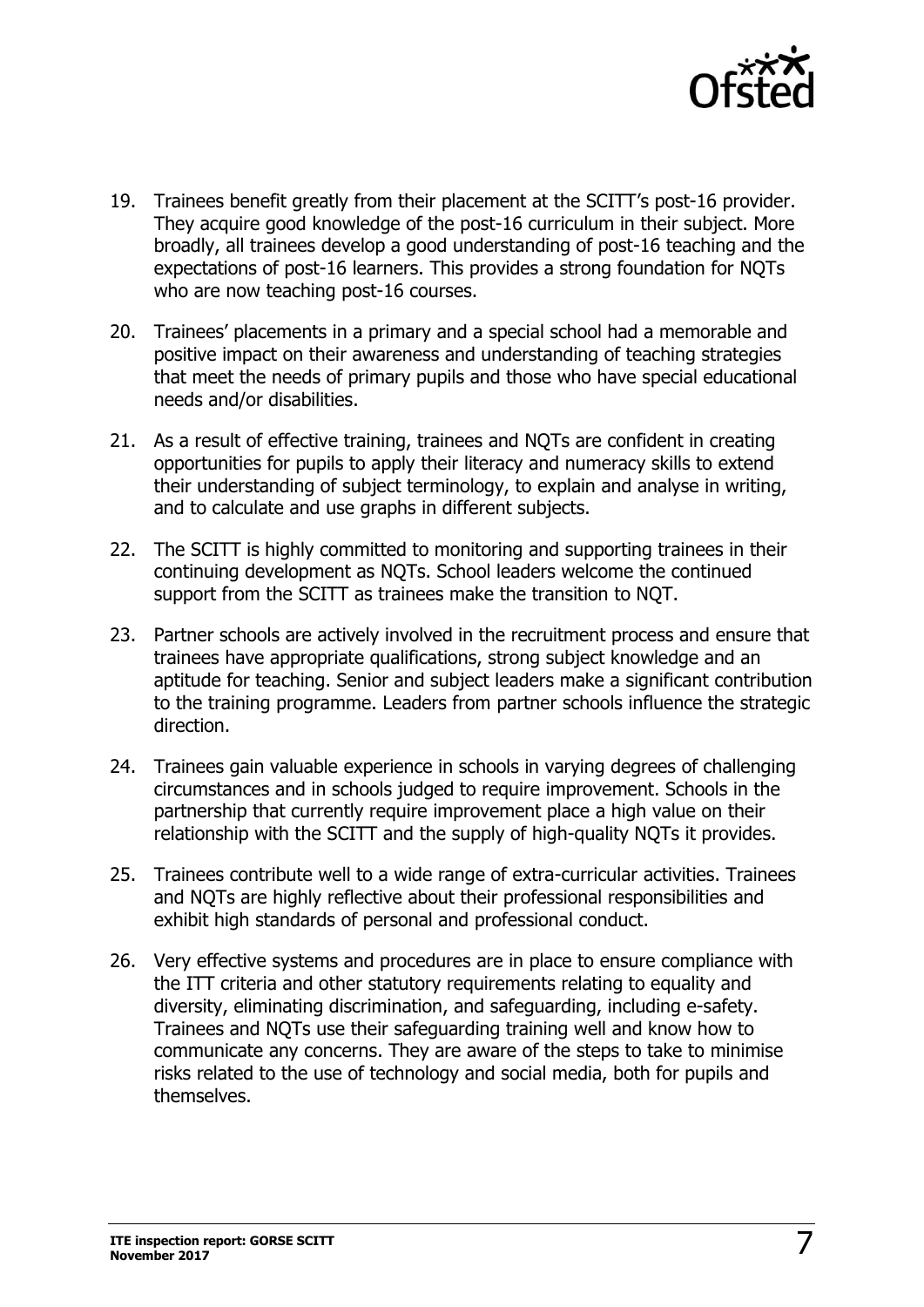19. Trainees benefit greatly from their placement at the SCITT's post-16 provider. They acquire good knowledge of the post-16 curriculum in their subject. More broadly, all trainees develop a good understanding of post-16 teaching and the expectations of post-16 learners. This provides a strong foundation for NQTs who are now teaching post-16 courses.

20. Trainees' placements in a primary and a special school had a memorable and positive impact on their awareness and understanding of teaching strategies that meet the needs of primary pupils and those who have special educational needs and/or disabilities.

21. As a result of effective training, trainees and NQTs are confident in creating opportunities for pupils to apply their literacy and numeracy skills to extend their understanding of subject terminology, to explain and analyse in writing, and to calculate and use graphs in different subjects.

22. The SCITT is highly committed to monitoring and supporting trainees in their continuing development as NQTs. School leaders welcome the continued support from the SCITT as trainees make the transition to NQT.

23. Partner schools are actively involved in the recruitment process and ensure that trainees have appropriate qualifications, strong subject knowledge and an aptitude for teaching. Senior and subject leaders make a significant contribution to the training programme. Leaders from partner schools influence the strategic direction.

24. Trainees gain valuable experience in schools in varying degrees of challenging circumstances and in schools judged to require improvement. Schools in the partnership that currently require improvement place a high value on their relationship with the SCITT and the supply of high-quality NQTs it provides.

25. Trainees contribute well to a wide range of extra-curricular activities. Trainees and NQTs are highly reflective about their professional responsibilities and exhibit high standards of personal and professional conduct.

26. Very effective systems and procedures are in place to ensure compliance with the ITT criteria and other statutory requirements relating to equality and diversity, eliminating discrimination, and safeguarding, including e-safety. Trainees and NQTs use their safeguarding training well and know how to communicate any concerns. They are aware of the steps to take to minimise risks related to the use of technology and social media, both for pupils and themselves.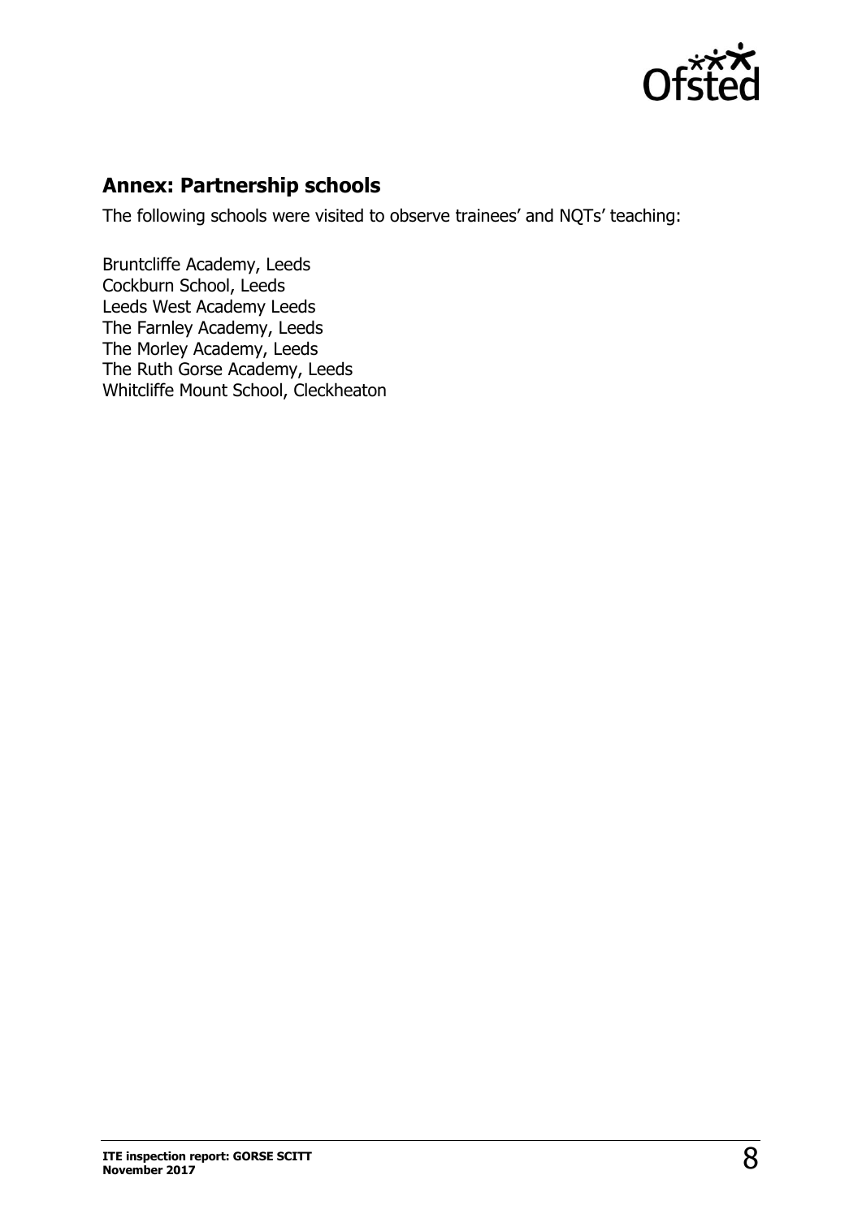## Annex: Partnership schools

The following schools were visited to observe trainees' and NQTs' teaching:

Bruntcliffe Academy, Leeds
Cockburn School, Leeds
Leeds West Academy Leeds
The Farnley Academy, Leeds
The Morley Academy, Leeds
The Ruth Gorse Academy, Leeds
Whitcliffe Mount School, Cleckheaton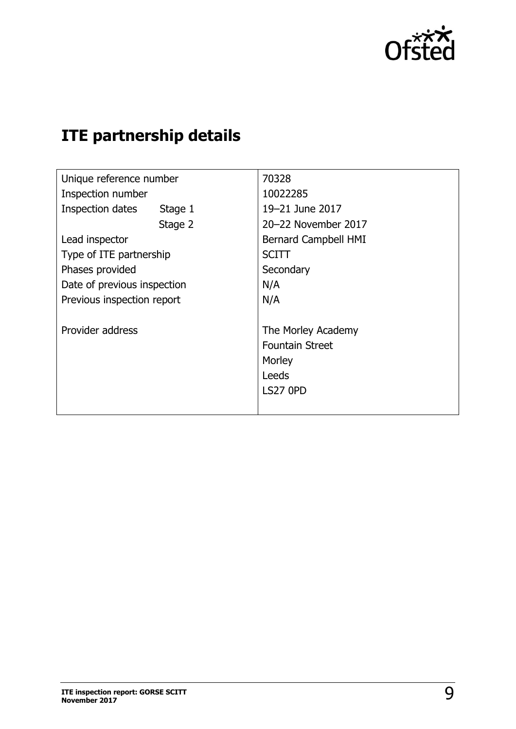# ITE partnership details

| | |
|---|---|
| Unique reference number | 70328 |
| Inspection number | 10022285 |
| Inspection dates Stage 1 | 19–21 June 2017 |
| Stage 2 | 20–22 November 2017 |
| Lead inspector | Bernard Campbell HMI |
| Type of ITE partnership | SCITT |
| Phases provided | Secondary |
| Date of previous inspection | N/A |
| Previous inspection report | N/A |
| Provider address | The Morley Academy<br>Fountain Street<br>Morley<br>Leeds<br>LS27 0PD |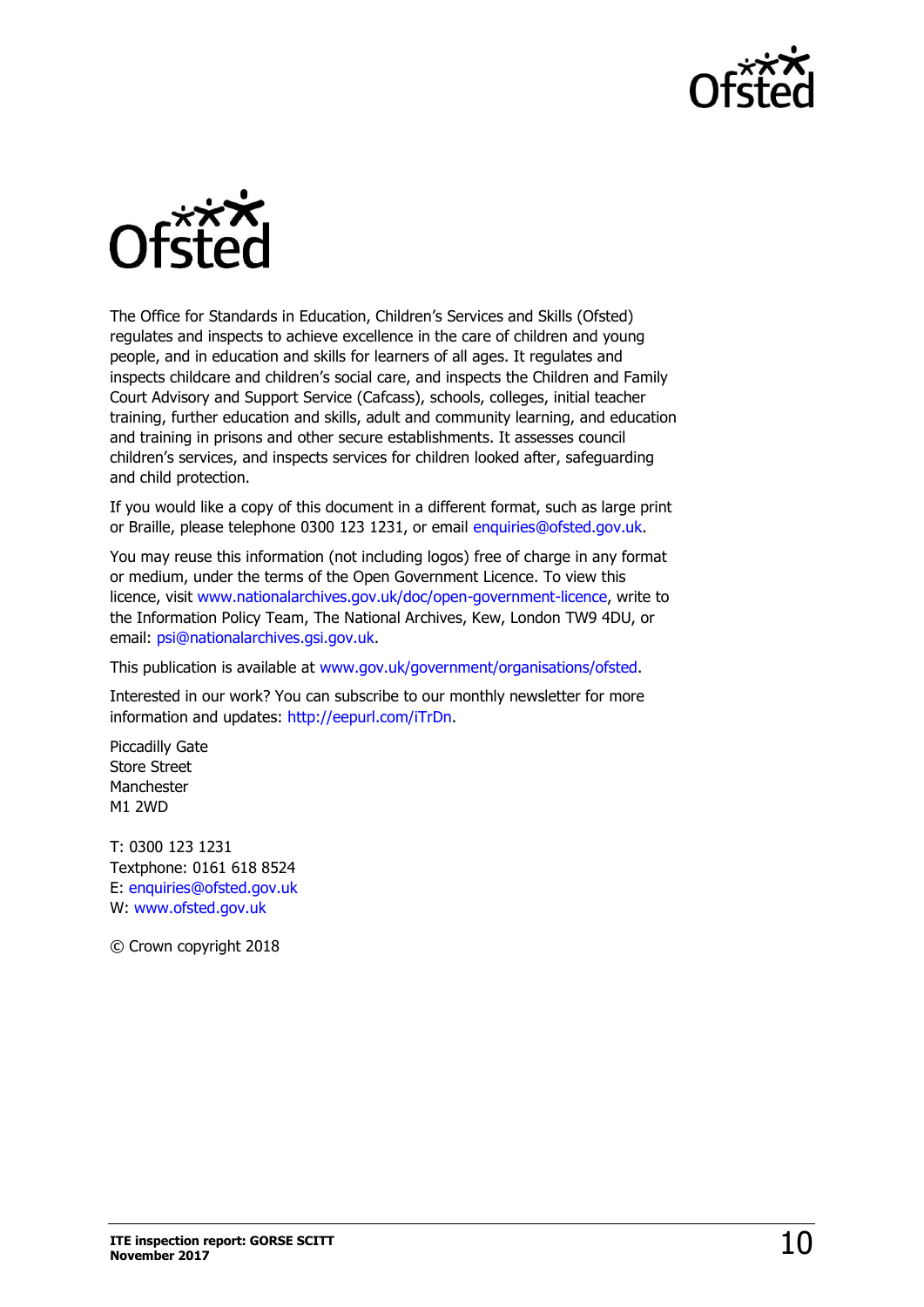The Office for Standards in Education, Children's Services and Skills (Ofsted) regulates and inspects to achieve excellence in the care of children and young people, and in education and skills for learners of all ages. It regulates and inspects childcare and children's social care, and inspects the Children and Family Court Advisory and Support Service (Cafcass), schools, colleges, initial teacher training, further education and skills, adult and community learning, and education and training in prisons and other secure establishments. It assesses council children's services, and inspects services for children looked after, safeguarding and child protection.

If you would like a copy of this document in a different format, such as large print or Braille, please telephone 0300 123 1231, or email enquiries@ofsted.gov.uk.

You may reuse this information (not including logos) free of charge in any format or medium, under the terms of the Open Government Licence. To view this licence, visit www.nationalarchives.gov.uk/doc/open-government-licence, write to the Information Policy Team, The National Archives, Kew, London TW9 4DU, or email: psi@nationalarchives.gsi.gov.uk.

This publication is available at www.gov.uk/government/organisations/ofsted.

Interested in our work? You can subscribe to our monthly newsletter for more information and updates: http://eepurl.com/iTrDn.

Piccadilly Gate
Store Street
Manchester
M1 2WD

T: 0300 123 1231
Textphone: 0161 618 8524
E: enquiries@ofsted.gov.uk
W: www.ofsted.gov.uk

© Crown copyright 2018